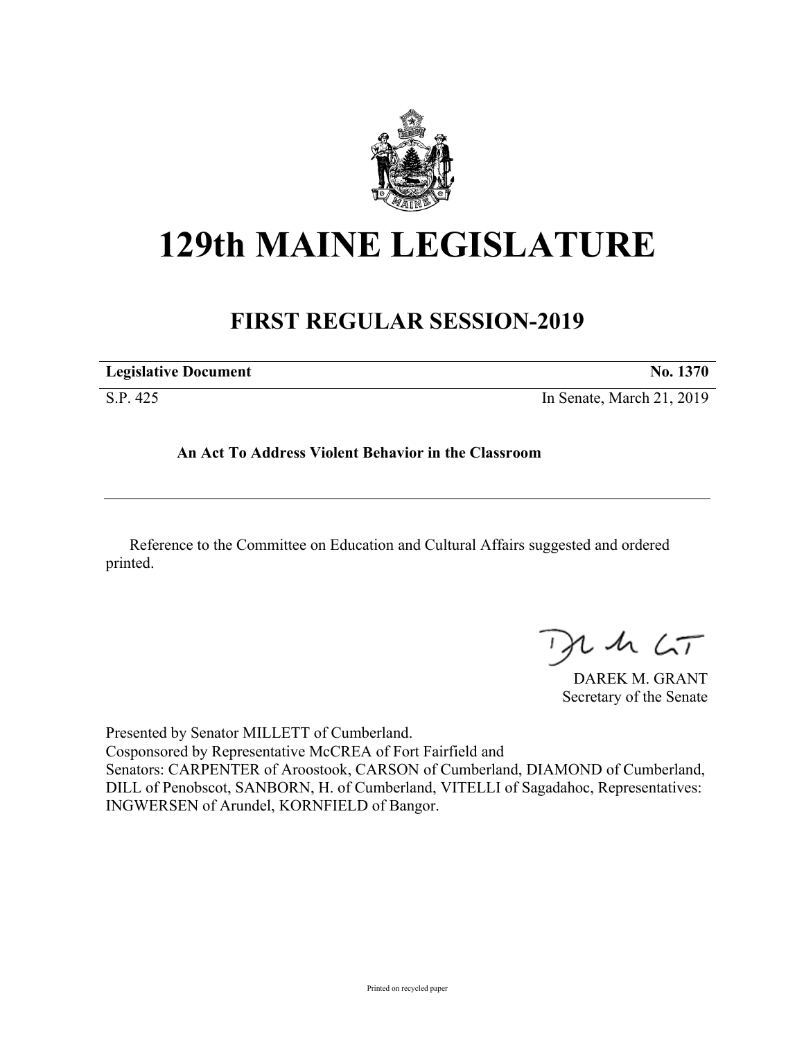# 129th MAINE LEGISLATURE

## FIRST REGULAR SESSION-2019

| **Legislative Document** | **No. 1370** |
|---|---|
| S.P. 425 | In Senate, March 21, 2019 |

**An Act To Address Violent Behavior in the Classroom**

Reference to the Committee on Education and Cultural Affairs suggested and ordered printed.

DAREK M. GRANT
Secretary of the Senate

Presented by Senator MILLETT of Cumberland.
Cosponsored by Representative McCREA of Fort Fairfield and
Senators: CARPENTER of Aroostook, CARSON of Cumberland, DIAMOND of Cumberland, DILL of Penobscot, SANBORN, H. of Cumberland, VITELLI of Sagadahoc, Representatives: INGWERSEN of Arundel, KORNFIELD of Bangor.

Printed on recycled paper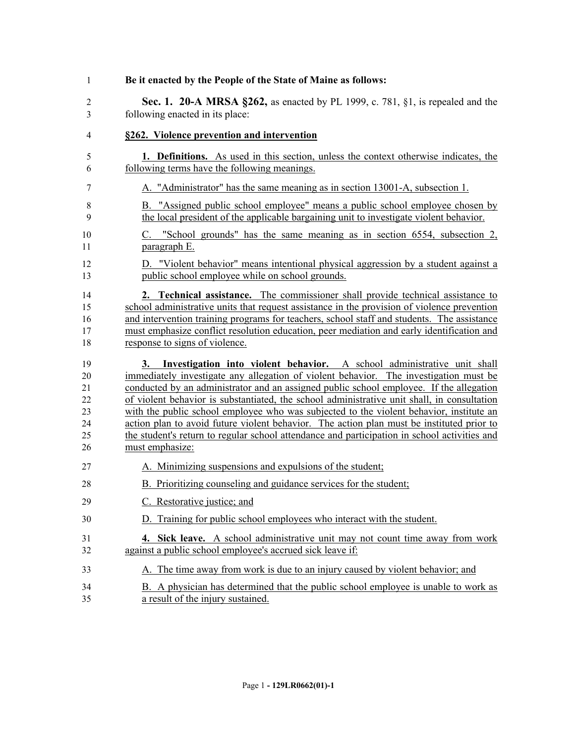**Be it enacted by the People of the State of Maine as follows:**

**Sec. 1. 20-A MRSA §262,** as enacted by PL 1999, c. 781, §1, is repealed and the following enacted in its place:

**§262. Violence prevention and intervention**

**1. Definitions.** As used in this section, unless the context otherwise indicates, the following terms have the following meanings.

A. "Administrator" has the same meaning as in section 13001-A, subsection 1.

B. "Assigned public school employee" means a public school employee chosen by the local president of the applicable bargaining unit to investigate violent behavior.

C. "School grounds" has the same meaning as in section 6554, subsection 2, paragraph E.

D. "Violent behavior" means intentional physical aggression by a student against a public school employee while on school grounds.

**2. Technical assistance.** The commissioner shall provide technical assistance to school administrative units that request assistance in the provision of violence prevention and intervention training programs for teachers, school staff and students. The assistance must emphasize conflict resolution education, peer mediation and early identification and response to signs of violence.

**3. Investigation into violent behavior.** A school administrative unit shall immediately investigate any allegation of violent behavior. The investigation must be conducted by an administrator and an assigned public school employee. If the allegation of violent behavior is substantiated, the school administrative unit shall, in consultation with the public school employee who was subjected to the violent behavior, institute an action plan to avoid future violent behavior. The action plan must be instituted prior to the student's return to regular school attendance and participation in school activities and must emphasize:

A. Minimizing suspensions and expulsions of the student;

B. Prioritizing counseling and guidance services for the student;

C. Restorative justice; and

D. Training for public school employees who interact with the student.

**4. Sick leave.** A school administrative unit may not count time away from work against a public school employee's accrued sick leave if:

A. The time away from work is due to an injury caused by violent behavior; and

B. A physician has determined that the public school employee is unable to work as a result of the injury sustained.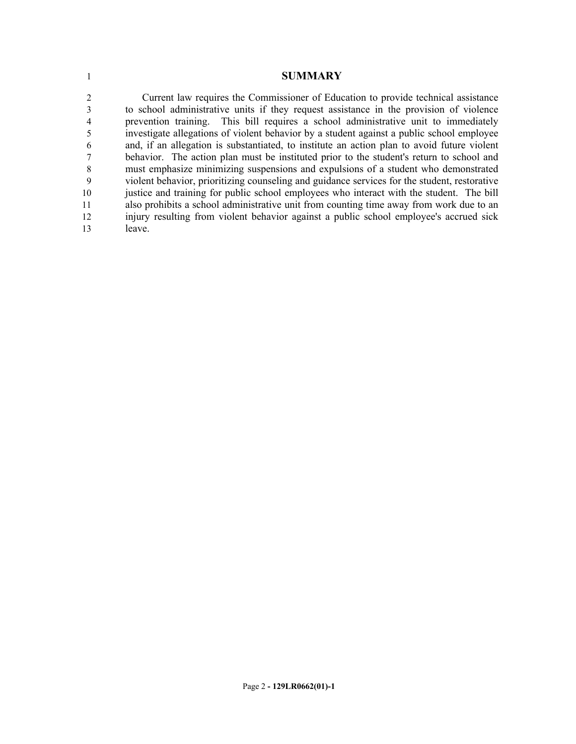## SUMMARY

Current law requires the Commissioner of Education to provide technical assistance to school administrative units if they request assistance in the provision of violence prevention training. This bill requires a school administrative unit to immediately investigate allegations of violent behavior by a student against a public school employee and, if an allegation is substantiated, to institute an action plan to avoid future violent behavior. The action plan must be instituted prior to the student's return to school and must emphasize minimizing suspensions and expulsions of a student who demonstrated violent behavior, prioritizing counseling and guidance services for the student, restorative justice and training for public school employees who interact with the student. The bill also prohibits a school administrative unit from counting time away from work due to an injury resulting from violent behavior against a public school employee's accrued sick leave.